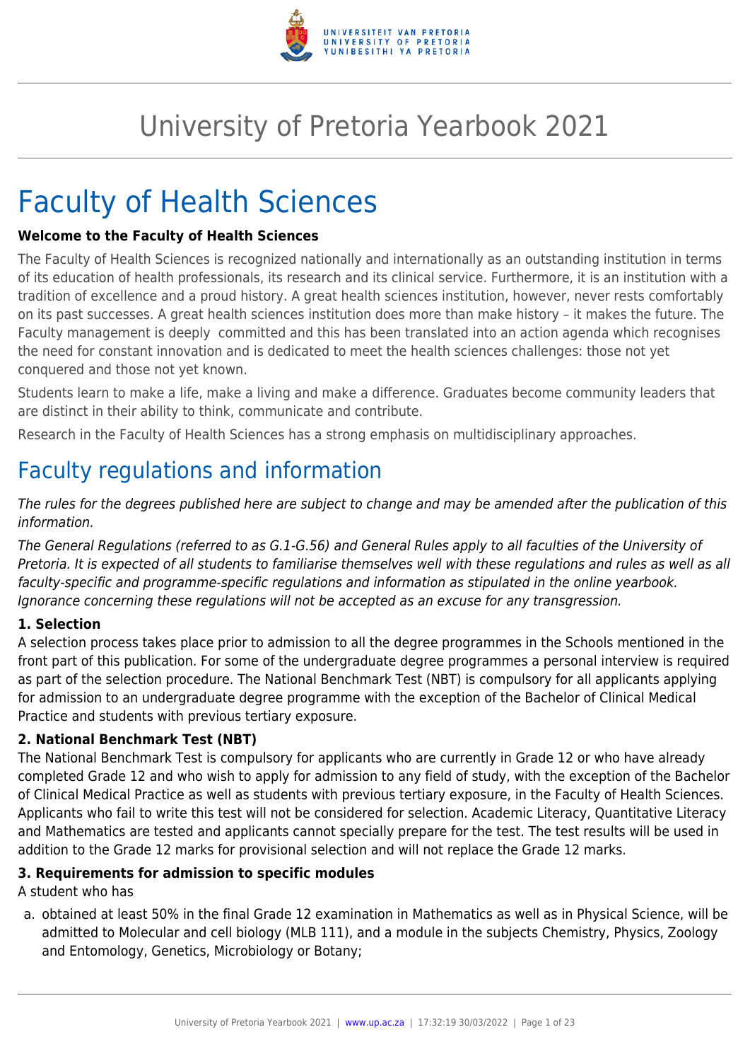# University of Pretoria Yearbook 2021

# Faculty of Health Sciences

**Welcome to the Faculty of Health Sciences**

The Faculty of Health Sciences is recognized nationally and internationally as an outstanding institution in terms of its education of health professionals, its research and its clinical service. Furthermore, it is an institution with a tradition of excellence and a proud history. A great health sciences institution, however, never rests comfortably on its past successes. A great health sciences institution does more than make history – it makes the future. The Faculty management is deeply committed and this has been translated into an action agenda which recognises the need for constant innovation and is dedicated to meet the health sciences challenges: those not yet conquered and those not yet known.

Students learn to make a life, make a living and make a difference. Graduates become community leaders that are distinct in their ability to think, communicate and contribute.

Research in the Faculty of Health Sciences has a strong emphasis on multidisciplinary approaches.

## Faculty regulations and information

*The rules for the degrees published here are subject to change and may be amended after the publication of this information.*

*The General Regulations (referred to as G.1-G.56) and General Rules apply to all faculties of the University of Pretoria. It is expected of all students to familiarise themselves well with these regulations and rules as well as all faculty-specific and programme-specific regulations and information as stipulated in the online yearbook. Ignorance concerning these regulations will not be accepted as an excuse for any transgression.*

**1. Selection**

A selection process takes place prior to admission to all the degree programmes in the Schools mentioned in the front part of this publication. For some of the undergraduate degree programmes a personal interview is required as part of the selection procedure. The National Benchmark Test (NBT) is compulsory for all applicants applying for admission to an undergraduate degree programme with the exception of the Bachelor of Clinical Medical Practice and students with previous tertiary exposure.

**2. National Benchmark Test (NBT)**

The National Benchmark Test is compulsory for applicants who are currently in Grade 12 or who have already completed Grade 12 and who wish to apply for admission to any field of study, with the exception of the Bachelor of Clinical Medical Practice as well as students with previous tertiary exposure, in the Faculty of Health Sciences. Applicants who fail to write this test will not be considered for selection. Academic Literacy, Quantitative Literacy and Mathematics are tested and applicants cannot specially prepare for the test. The test results will be used in addition to the Grade 12 marks for provisional selection and will not replace the Grade 12 marks.

**3. Requirements for admission to specific modules**

A student who has

a. obtained at least 50% in the final Grade 12 examination in Mathematics as well as in Physical Science, will be admitted to Molecular and cell biology (MLB 111), and a module in the subjects Chemistry, Physics, Zoology and Entomology, Genetics, Microbiology or Botany;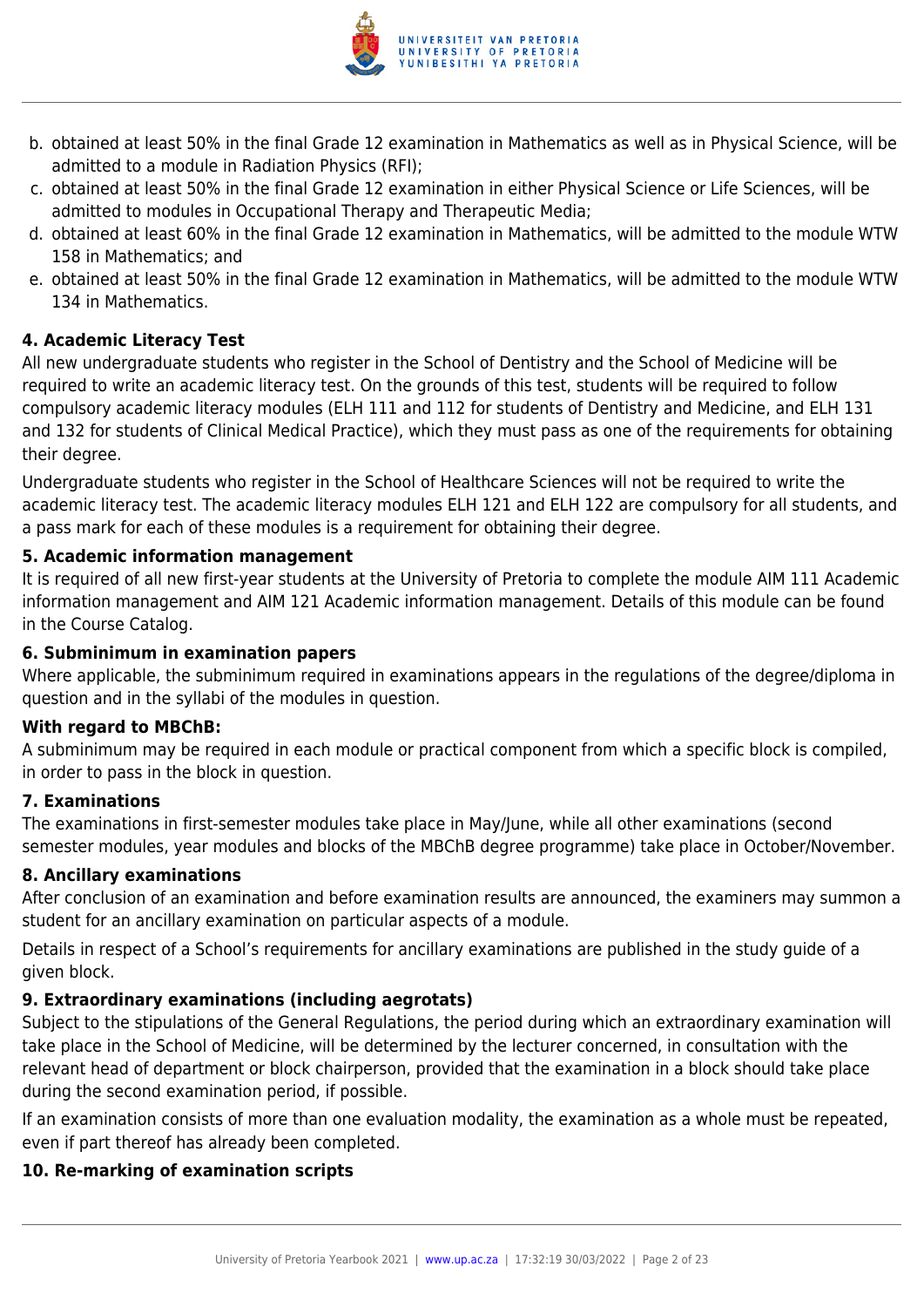b. obtained at least 50% in the final Grade 12 examination in Mathematics as well as in Physical Science, will be admitted to a module in Radiation Physics (RFI);
c. obtained at least 50% in the final Grade 12 examination in either Physical Science or Life Sciences, will be admitted to modules in Occupational Therapy and Therapeutic Media;
d. obtained at least 60% in the final Grade 12 examination in Mathematics, will be admitted to the module WTW 158 in Mathematics; and
e. obtained at least 50% in the final Grade 12 examination in Mathematics, will be admitted to the module WTW 134 in Mathematics.

**4. Academic Literacy Test**

All new undergraduate students who register in the School of Dentistry and the School of Medicine will be required to write an academic literacy test. On the grounds of this test, students will be required to follow compulsory academic literacy modules (ELH 111 and 112 for students of Dentistry and Medicine, and ELH 131 and 132 for students of Clinical Medical Practice), which they must pass as one of the requirements for obtaining their degree.

Undergraduate students who register in the School of Healthcare Sciences will not be required to write the academic literacy test. The academic literacy modules ELH 121 and ELH 122 are compulsory for all students, and a pass mark for each of these modules is a requirement for obtaining their degree.

**5. Academic information management**

It is required of all new first-year students at the University of Pretoria to complete the module AIM 111 Academic information management and AIM 121 Academic information management. Details of this module can be found in the Course Catalog.

**6. Subminimum in examination papers**

Where applicable, the subminimum required in examinations appears in the regulations of the degree/diploma in question and in the syllabi of the modules in question.

**With regard to MBChB:**

A subminimum may be required in each module or practical component from which a specific block is compiled, in order to pass in the block in question.

**7. Examinations**

The examinations in first-semester modules take place in May/June, while all other examinations (second semester modules, year modules and blocks of the MBChB degree programme) take place in October/November.

**8. Ancillary examinations**

After conclusion of an examination and before examination results are announced, the examiners may summon a student for an ancillary examination on particular aspects of a module.

Details in respect of a School's requirements for ancillary examinations are published in the study guide of a given block.

**9. Extraordinary examinations (including aegrotats)**

Subject to the stipulations of the General Regulations, the period during which an extraordinary examination will take place in the School of Medicine, will be determined by the lecturer concerned, in consultation with the relevant head of department or block chairperson, provided that the examination in a block should take place during the second examination period, if possible.

If an examination consists of more than one evaluation modality, the examination as a whole must be repeated, even if part thereof has already been completed.

**10. Re-marking of examination scripts**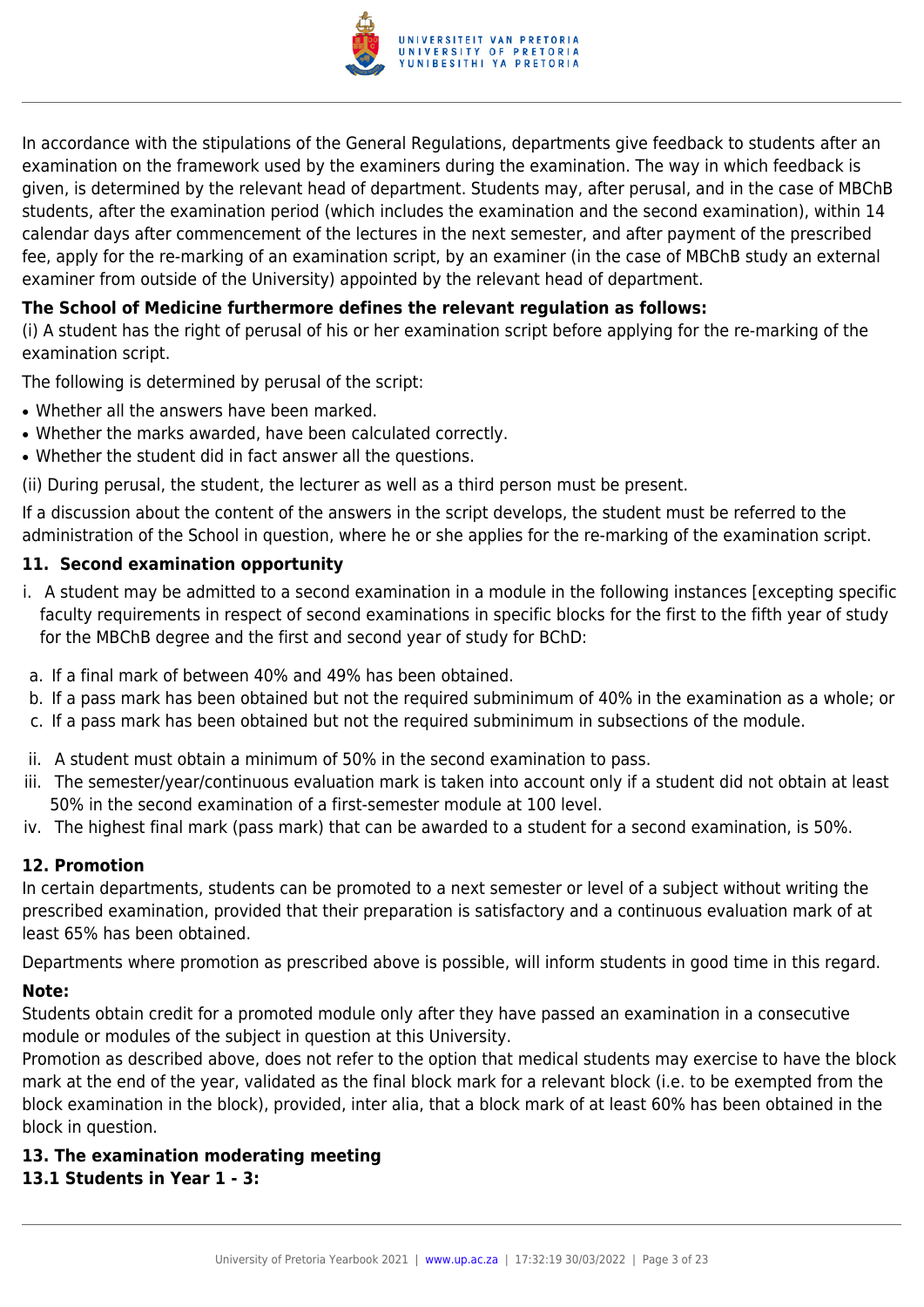In accordance with the stipulations of the General Regulations, departments give feedback to students after an examination on the framework used by the examiners during the examination. The way in which feedback is given, is determined by the relevant head of department. Students may, after perusal, and in the case of MBChB students, after the examination period (which includes the examination and the second examination), within 14 calendar days after commencement of the lectures in the next semester, and after payment of the prescribed fee, apply for the re-marking of an examination script, by an examiner (in the case of MBChB study an external examiner from outside of the University) appointed by the relevant head of department.

**The School of Medicine furthermore defines the relevant regulation as follows:**

(i) A student has the right of perusal of his or her examination script before applying for the re-marking of the examination script.

The following is determined by perusal of the script:

- Whether all the answers have been marked.
- Whether the marks awarded, have been calculated correctly.
- Whether the student did in fact answer all the questions.

(ii) During perusal, the student, the lecturer as well as a third person must be present.

If a discussion about the content of the answers in the script develops, the student must be referred to the administration of the School in question, where he or she applies for the re-marking of the examination script.

### 11. Second examination opportunity

i. A student may be admitted to a second examination in a module in the following instances [excepting specific faculty requirements in respect of second examinations in specific blocks for the first to the fifth year of study for the MBChB degree and the first and second year of study for BChD:

a. If a final mark of between 40% and 49% has been obtained.
b. If a pass mark has been obtained but not the required subminimum of 40% in the examination as a whole; or
c. If a pass mark has been obtained but not the required subminimum in subsections of the module.

ii. A student must obtain a minimum of 50% in the second examination to pass.
iii. The semester/year/continuous evaluation mark is taken into account only if a student did not obtain at least 50% in the second examination of a first-semester module at 100 level.
iv. The highest final mark (pass mark) that can be awarded to a student for a second examination, is 50%.

### 12. Promotion

In certain departments, students can be promoted to a next semester or level of a subject without writing the prescribed examination, provided that their preparation is satisfactory and a continuous evaluation mark of at least 65% has been obtained.

Departments where promotion as prescribed above is possible, will inform students in good time in this regard.

**Note:**

Students obtain credit for a promoted module only after they have passed an examination in a consecutive module or modules of the subject in question at this University.

Promotion as described above, does not refer to the option that medical students may exercise to have the block mark at the end of the year, validated as the final block mark for a relevant block (i.e. to be exempted from the block examination in the block), provided, inter alia, that a block mark of at least 60% has been obtained in the block in question.

### 13. The examination moderating meeting

#### 13.1 Students in Year 1 - 3: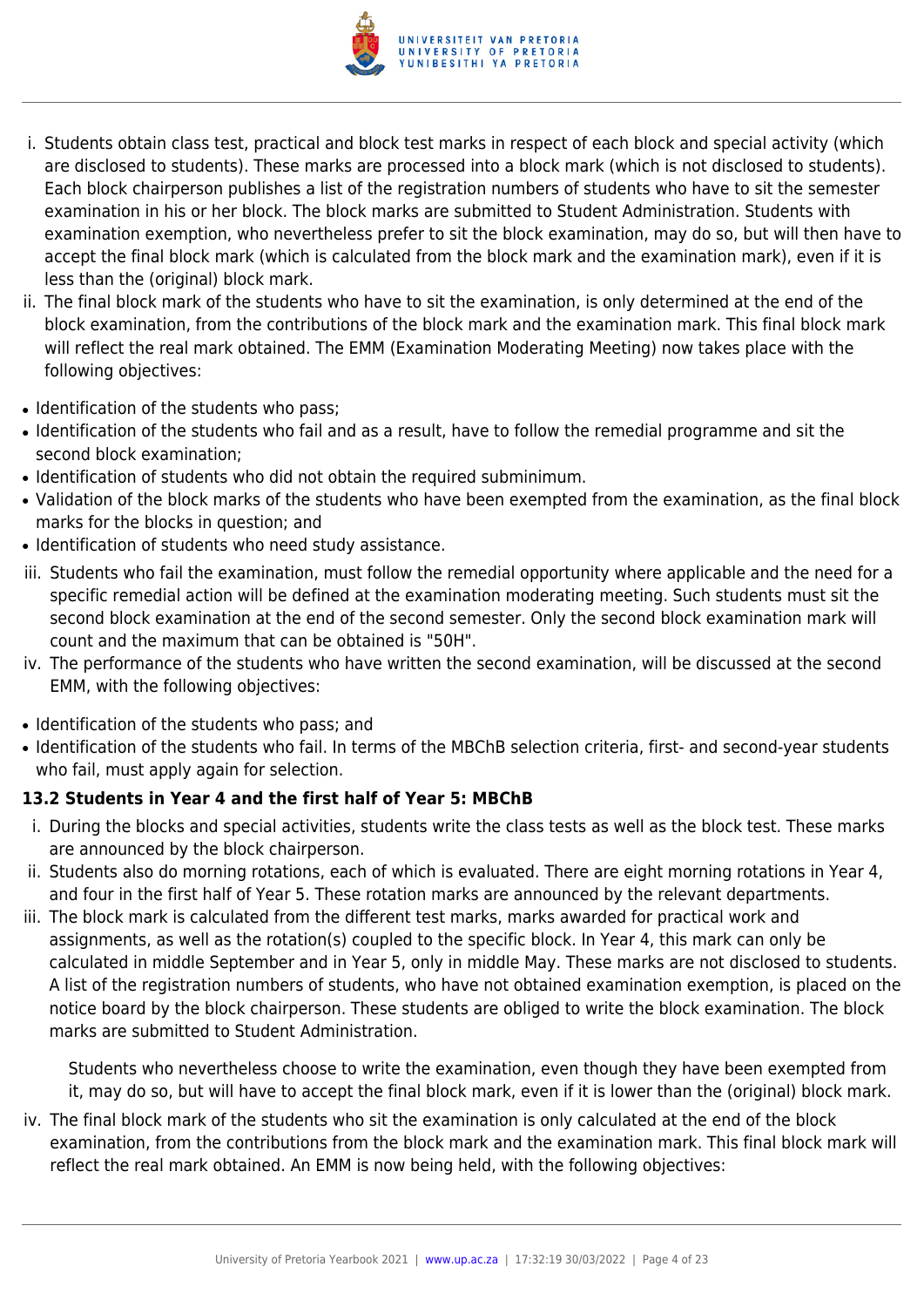i. Students obtain class test, practical and block test marks in respect of each block and special activity (which are disclosed to students). These marks are processed into a block mark (which is not disclosed to students). Each block chairperson publishes a list of the registration numbers of students who have to sit the semester examination in his or her block. The block marks are submitted to Student Administration. Students with examination exemption, who nevertheless prefer to sit the block examination, may do so, but will then have to accept the final block mark (which is calculated from the block mark and the examination mark), even if it is less than the (original) block mark.

ii. The final block mark of the students who have to sit the examination, is only determined at the end of the block examination, from the contributions of the block mark and the examination mark. This final block mark will reflect the real mark obtained. The EMM (Examination Moderating Meeting) now takes place with the following objectives:

- Identification of the students who pass;
- Identification of the students who fail and as a result, have to follow the remedial programme and sit the second block examination;
- Identification of students who did not obtain the required subminimum.
- Validation of the block marks of the students who have been exempted from the examination, as the final block marks for the blocks in question; and
- Identification of students who need study assistance.

iii. Students who fail the examination, must follow the remedial opportunity where applicable and the need for a specific remedial action will be defined at the examination moderating meeting. Such students must sit the second block examination at the end of the second semester. Only the second block examination mark will count and the maximum that can be obtained is "50H".

iv. The performance of the students who have written the second examination, will be discussed at the second EMM, with the following objectives:

- Identification of the students who pass; and
- Identification of the students who fail. In terms of the MBChB selection criteria, first- and second-year students who fail, must apply again for selection.

### 13.2 Students in Year 4 and the first half of Year 5: MBChB

i. During the blocks and special activities, students write the class tests as well as the block test. These marks are announced by the block chairperson.

ii. Students also do morning rotations, each of which is evaluated. There are eight morning rotations in Year 4, and four in the first half of Year 5. These rotation marks are announced by the relevant departments.

iii. The block mark is calculated from the different test marks, marks awarded for practical work and assignments, as well as the rotation(s) coupled to the specific block. In Year 4, this mark can only be calculated in middle September and in Year 5, only in middle May. These marks are not disclosed to students. A list of the registration numbers of students, who have not obtained examination exemption, is placed on the notice board by the block chairperson. These students are obliged to write the block examination. The block marks are submitted to Student Administration.

   Students who nevertheless choose to write the examination, even though they have been exempted from it, may do so, but will have to accept the final block mark, even if it is lower than the (original) block mark.

iv. The final block mark of the students who sit the examination is only calculated at the end of the block examination, from the contributions from the block mark and the examination mark. This final block mark will reflect the real mark obtained. An EMM is now being held, with the following objectives: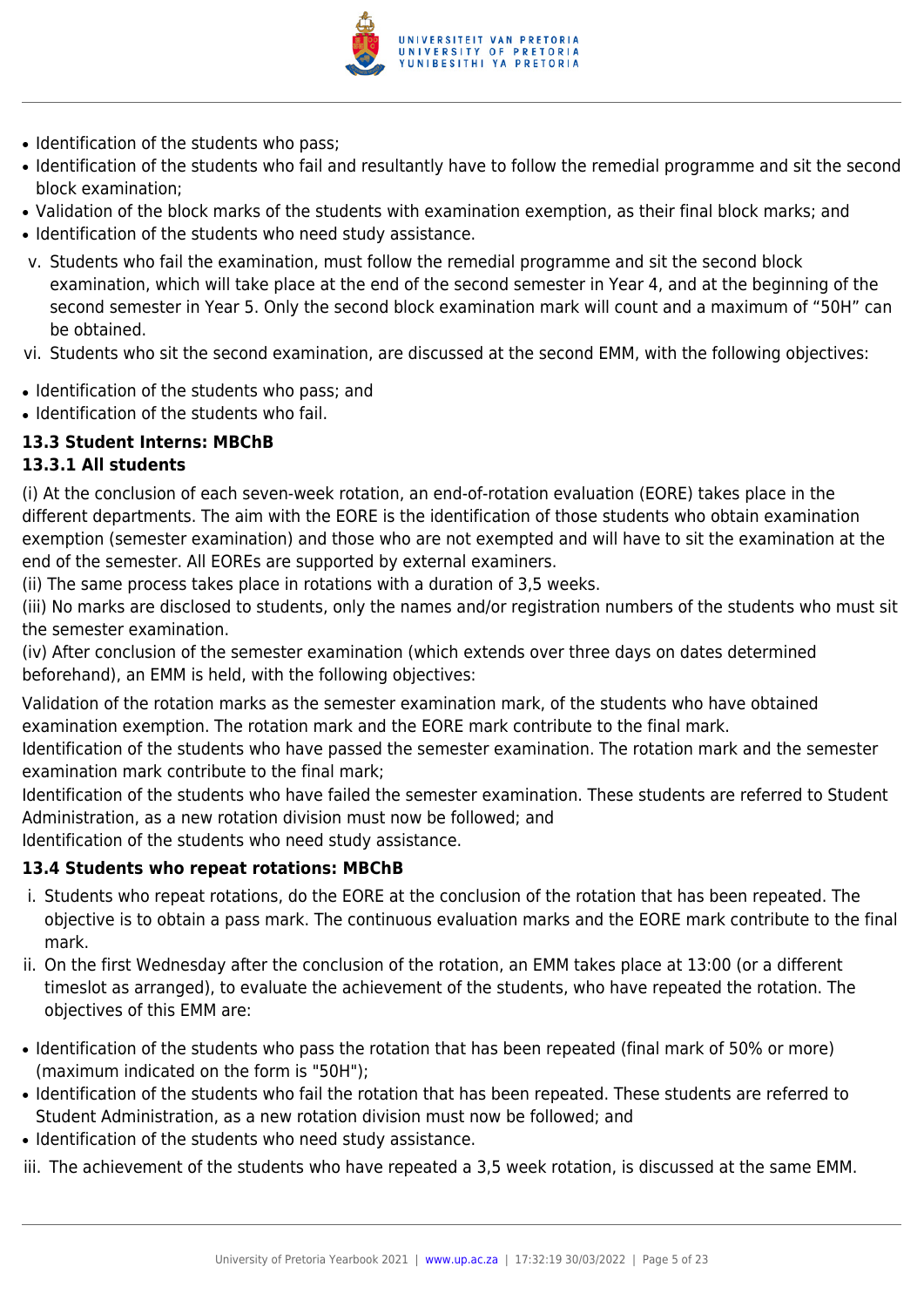- Identification of the students who pass;
- Identification of the students who fail and resultantly have to follow the remedial programme and sit the second block examination;
- Validation of the block marks of the students with examination exemption, as their final block marks; and
- Identification of the students who need study assistance.

v. Students who fail the examination, must follow the remedial programme and sit the second block examination, which will take place at the end of the second semester in Year 4, and at the beginning of the second semester in Year 5. Only the second block examination mark will count and a maximum of "50H" can be obtained.

vi. Students who sit the second examination, are discussed at the second EMM, with the following objectives:

- Identification of the students who pass; and
- Identification of the students who fail.

### 13.3 Student Interns: MBChB

#### 13.3.1 All students

(i) At the conclusion of each seven-week rotation, an end-of-rotation evaluation (EORE) takes place in the different departments. The aim with the EORE is the identification of those students who obtain examination exemption (semester examination) and those who are not exempted and will have to sit the examination at the end of the semester. All EOREs are supported by external examiners.

(ii) The same process takes place in rotations with a duration of 3,5 weeks.

(iii) No marks are disclosed to students, only the names and/or registration numbers of the students who must sit the semester examination.

(iv) After conclusion of the semester examination (which extends over three days on dates determined beforehand), an EMM is held, with the following objectives:

Validation of the rotation marks as the semester examination mark, of the students who have obtained examination exemption. The rotation mark and the EORE mark contribute to the final mark.

Identification of the students who have passed the semester examination. The rotation mark and the semester examination mark contribute to the final mark;

Identification of the students who have failed the semester examination. These students are referred to Student Administration, as a new rotation division must now be followed; and

Identification of the students who need study assistance.

### 13.4 Students who repeat rotations: MBChB

i. Students who repeat rotations, do the EORE at the conclusion of the rotation that has been repeated. The objective is to obtain a pass mark. The continuous evaluation marks and the EORE mark contribute to the final mark.

ii. On the first Wednesday after the conclusion of the rotation, an EMM takes place at 13:00 (or a different timeslot as arranged), to evaluate the achievement of the students, who have repeated the rotation. The objectives of this EMM are:

- Identification of the students who pass the rotation that has been repeated (final mark of 50% or more) (maximum indicated on the form is "50H");
- Identification of the students who fail the rotation that has been repeated. These students are referred to Student Administration, as a new rotation division must now be followed; and
- Identification of the students who need study assistance.

iii. The achievement of the students who have repeated a 3,5 week rotation, is discussed at the same EMM.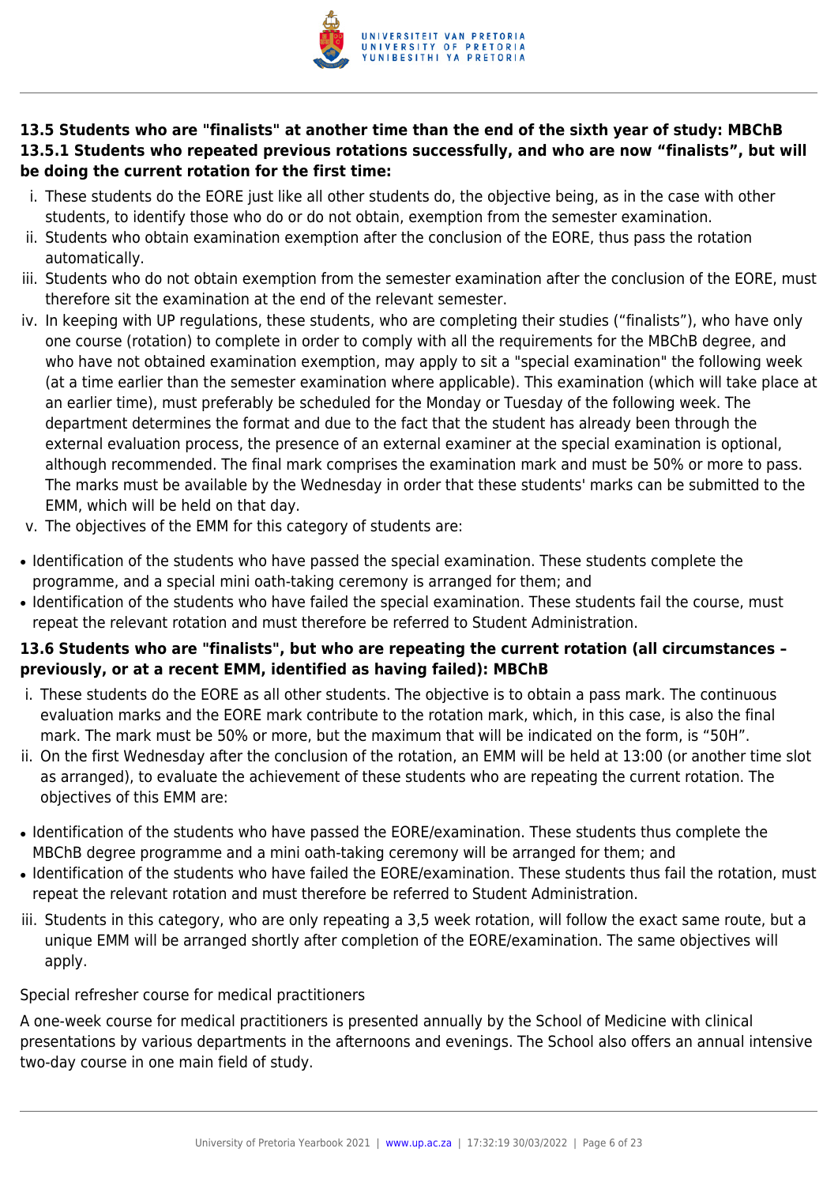### 13.5 Students who are "finalists" at another time than the end of the sixth year of study: MBChB

#### 13.5.1 Students who repeated previous rotations successfully, and who are now "finalists", but will be doing the current rotation for the first time:

i. These students do the EORE just like all other students do, the objective being, as in the case with other students, to identify those who do or do not obtain, exemption from the semester examination.

ii. Students who obtain examination exemption after the conclusion of the EORE, thus pass the rotation automatically.

iii. Students who do not obtain exemption from the semester examination after the conclusion of the EORE, must therefore sit the examination at the end of the relevant semester.

iv. In keeping with UP regulations, these students, who are completing their studies ("finalists"), who have only one course (rotation) to complete in order to comply with all the requirements for the MBChB degree, and who have not obtained examination exemption, may apply to sit a "special examination" the following week (at a time earlier than the semester examination where applicable). This examination (which will take place at an earlier time), must preferably be scheduled for the Monday or Tuesday of the following week. The department determines the format and due to the fact that the student has already been through the external evaluation process, the presence of an external examiner at the special examination is optional, although recommended. The final mark comprises the examination mark and must be 50% or more to pass. The marks must be available by the Wednesday in order that these students' marks can be submitted to the EMM, which will be held on that day.

v. The objectives of the EMM for this category of students are:

- Identification of the students who have passed the special examination. These students complete the programme, and a special mini oath-taking ceremony is arranged for them; and
- Identification of the students who have failed the special examination. These students fail the course, must repeat the relevant rotation and must therefore be referred to Student Administration.

### 13.6 Students who are "finalists", but who are repeating the current rotation (all circumstances – previously, or at a recent EMM, identified as having failed): MBChB

i. These students do the EORE as all other students. The objective is to obtain a pass mark. The continuous evaluation marks and the EORE mark contribute to the rotation mark, which, in this case, is also the final mark. The mark must be 50% or more, but the maximum that will be indicated on the form, is "50H".

ii. On the first Wednesday after the conclusion of the rotation, an EMM will be held at 13:00 (or another time slot as arranged), to evaluate the achievement of these students who are repeating the current rotation. The objectives of this EMM are:

- Identification of the students who have passed the EORE/examination. These students thus complete the MBChB degree programme and a mini oath-taking ceremony will be arranged for them; and
- Identification of the students who have failed the EORE/examination. These students thus fail the rotation, must repeat the relevant rotation and must therefore be referred to Student Administration.

iii. Students in this category, who are only repeating a 3,5 week rotation, will follow the exact same route, but a unique EMM will be arranged shortly after completion of the EORE/examination. The same objectives will apply.

Special refresher course for medical practitioners

A one-week course for medical practitioners is presented annually by the School of Medicine with clinical presentations by various departments in the afternoons and evenings. The School also offers an annual intensive two-day course in one main field of study.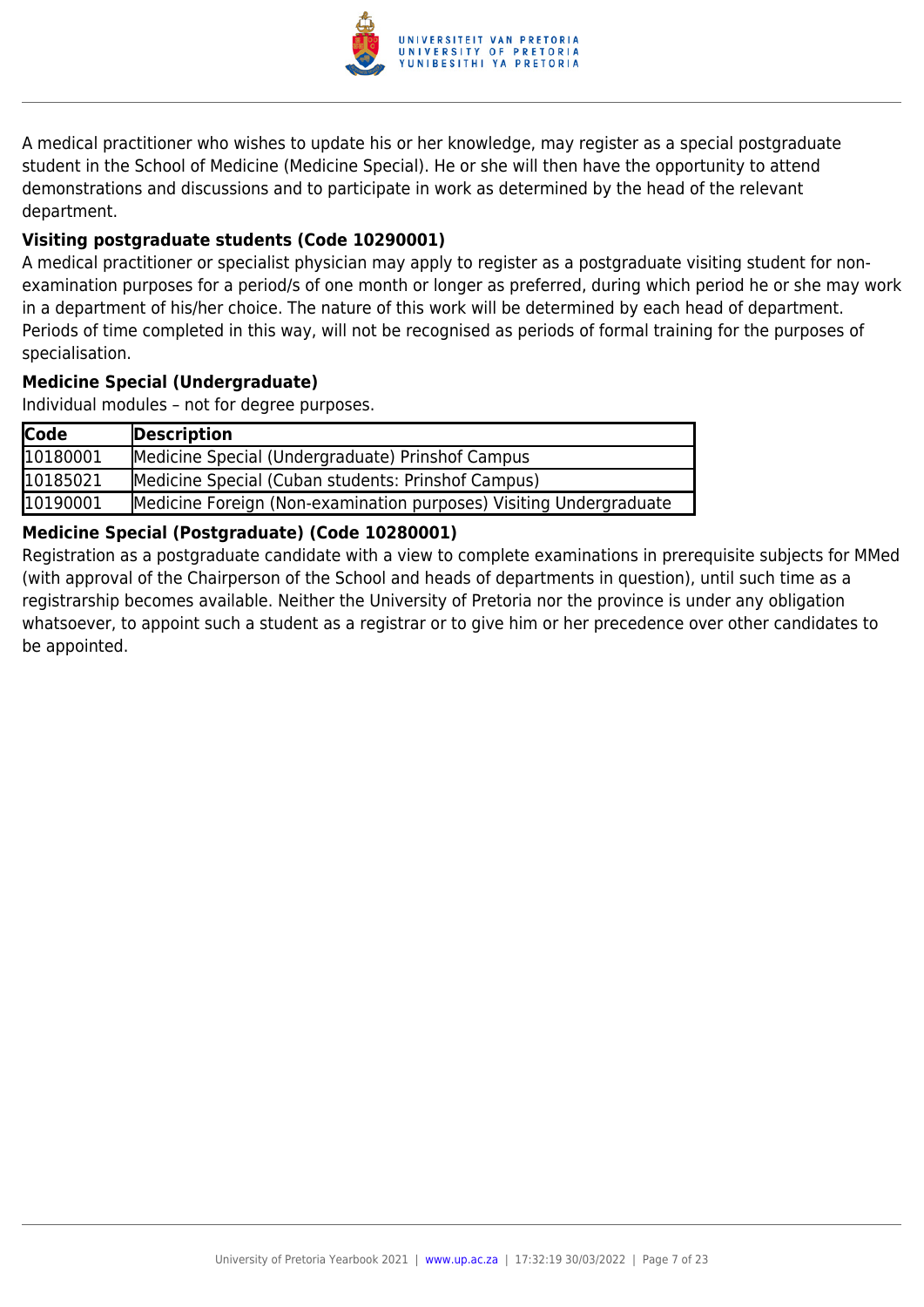A medical practitioner who wishes to update his or her knowledge, may register as a special postgraduate student in the School of Medicine (Medicine Special). He or she will then have the opportunity to attend demonstrations and discussions and to participate in work as determined by the head of the relevant department.

### Visiting postgraduate students (Code 10290001)

A medical practitioner or specialist physician may apply to register as a postgraduate visiting student for non-examination purposes for a period/s of one month or longer as preferred, during which period he or she may work in a department of his/her choice. The nature of this work will be determined by each head of department. Periods of time completed in this way, will not be recognised as periods of formal training for the purposes of specialisation.

### Medicine Special (Undergraduate)

Individual modules – not for degree purposes.

| Code | Description |
| --- | --- |
| 10180001 | Medicine Special (Undergraduate) Prinshof Campus |
| 10185021 | Medicine Special (Cuban students: Prinshof Campus) |
| 10190001 | Medicine Foreign (Non-examination purposes) Visiting Undergraduate |

### Medicine Special (Postgraduate) (Code 10280001)

Registration as a postgraduate candidate with a view to complete examinations in prerequisite subjects for MMed (with approval of the Chairperson of the School and heads of departments in question), until such time as a registrarship becomes available. Neither the University of Pretoria nor the province is under any obligation whatsoever, to appoint such a student as a registrar or to give him or her precedence over other candidates to be appointed.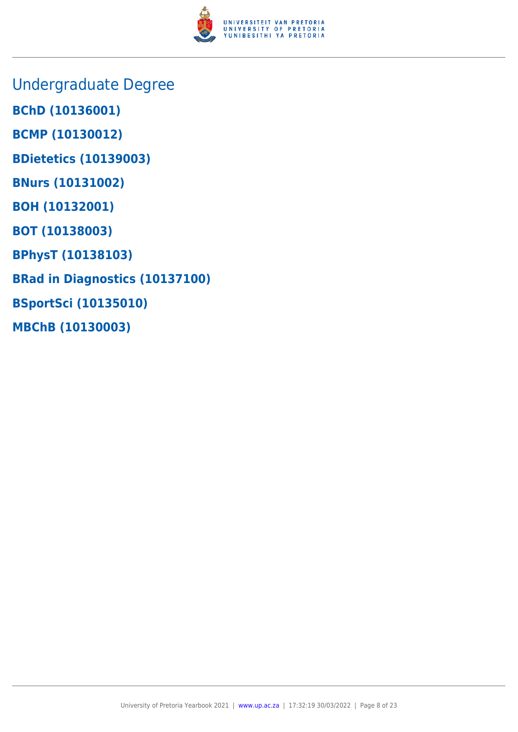## Undergraduate Degree

**BChD (10136001)**

**BCMP (10130012)**

**BDietetics (10139003)**

**BNurs (10131002)**

**BOH (10132001)**

**BOT (10138003)**

**BPhysT (10138103)**

**BRad in Diagnostics (10137100)**

**BSportSci (10135010)**

**MBChB (10130003)**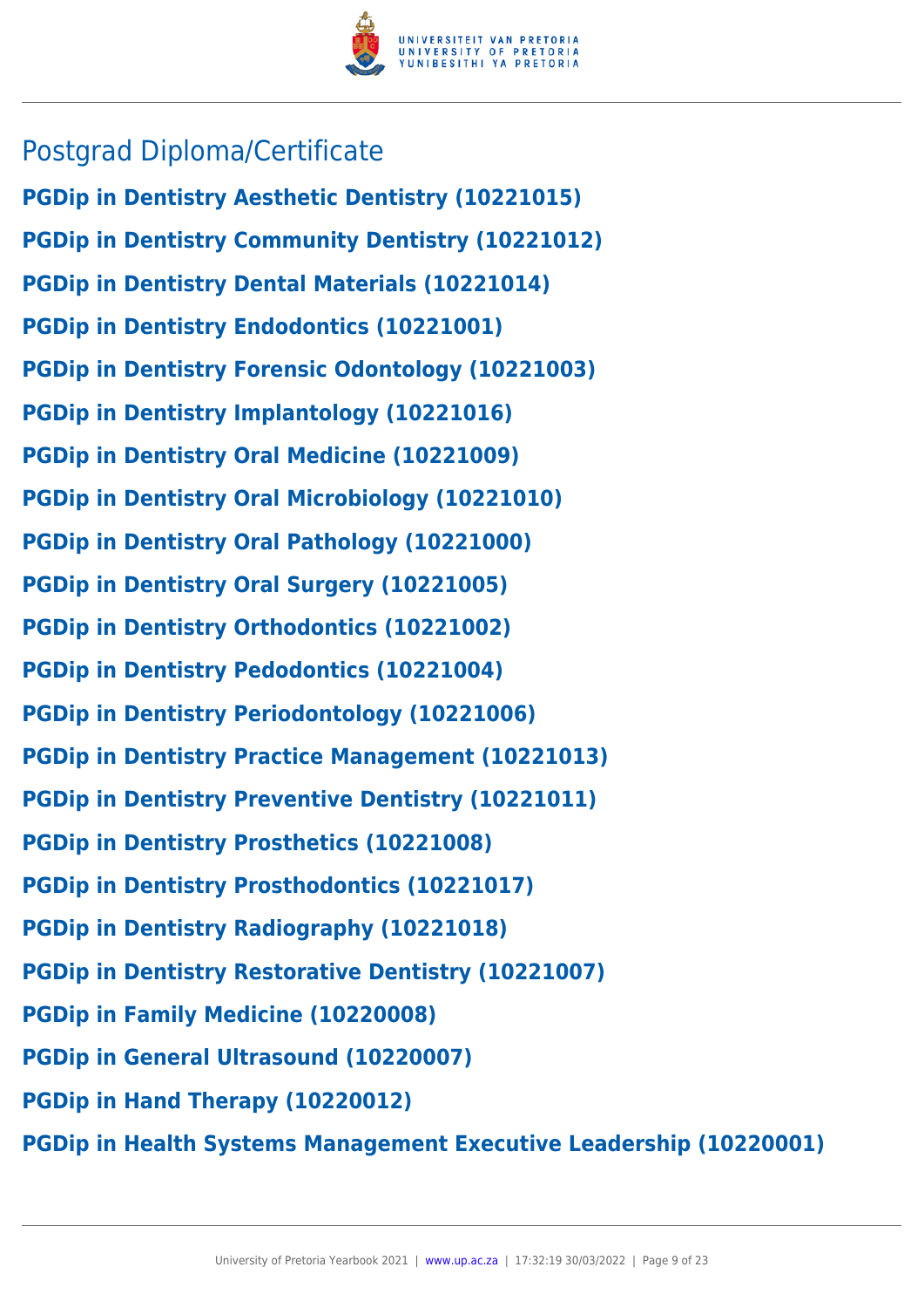## Postgrad Diploma/Certificate

**PGDip in Dentistry Aesthetic Dentistry (10221015)**

**PGDip in Dentistry Community Dentistry (10221012)**

**PGDip in Dentistry Dental Materials (10221014)**

**PGDip in Dentistry Endodontics (10221001)**

**PGDip in Dentistry Forensic Odontology (10221003)**

**PGDip in Dentistry Implantology (10221016)**

**PGDip in Dentistry Oral Medicine (10221009)**

**PGDip in Dentistry Oral Microbiology (10221010)**

**PGDip in Dentistry Oral Pathology (10221000)**

**PGDip in Dentistry Oral Surgery (10221005)**

**PGDip in Dentistry Orthodontics (10221002)**

**PGDip in Dentistry Pedodontics (10221004)**

**PGDip in Dentistry Periodontology (10221006)**

**PGDip in Dentistry Practice Management (10221013)**

**PGDip in Dentistry Preventive Dentistry (10221011)**

**PGDip in Dentistry Prosthetics (10221008)**

**PGDip in Dentistry Prosthodontics (10221017)**

**PGDip in Dentistry Radiography (10221018)**

**PGDip in Dentistry Restorative Dentistry (10221007)**

**PGDip in Family Medicine (10220008)**

**PGDip in General Ultrasound (10220007)**

**PGDip in Hand Therapy (10220012)**

**PGDip in Health Systems Management Executive Leadership (10220001)**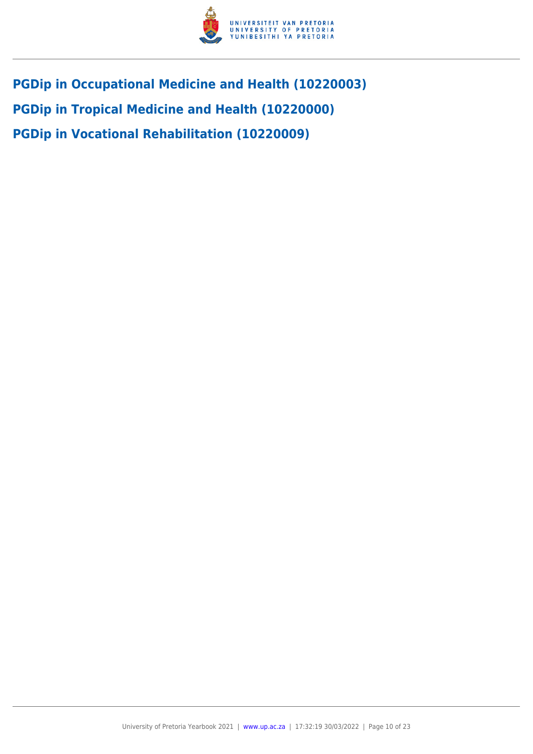## PGDip in Occupational Medicine and Health (10220003)

## PGDip in Tropical Medicine and Health (10220000)

## PGDip in Vocational Rehabilitation (10220009)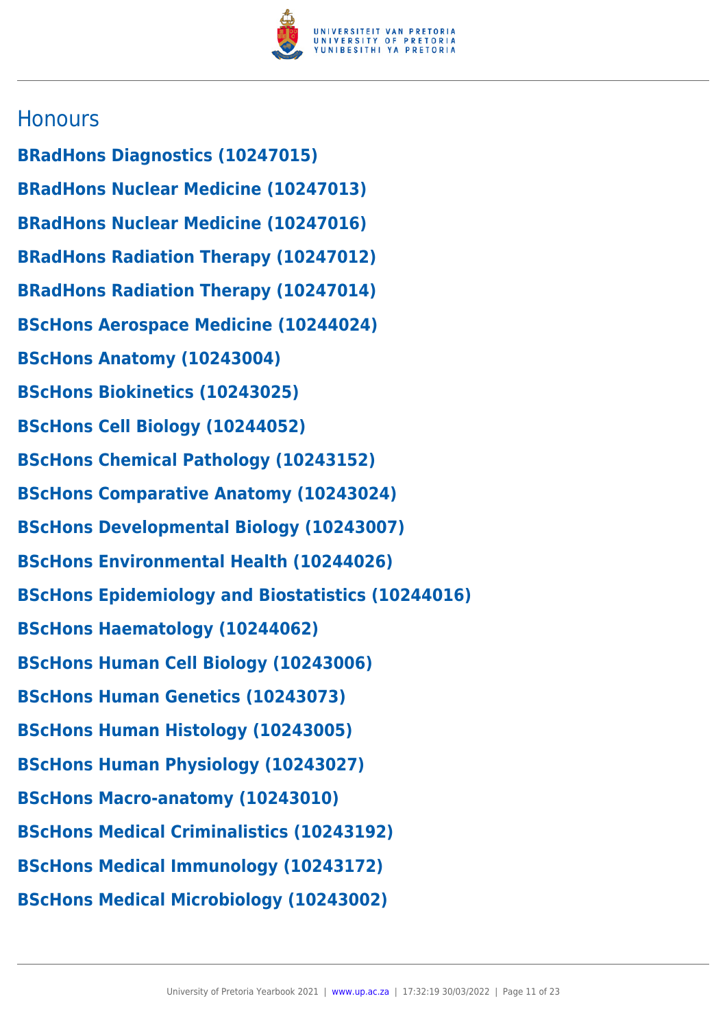## Honours

**BRadHons Diagnostics (10247015)**

**BRadHons Nuclear Medicine (10247013)**

**BRadHons Nuclear Medicine (10247016)**

**BRadHons Radiation Therapy (10247012)**

**BRadHons Radiation Therapy (10247014)**

**BScHons Aerospace Medicine (10244024)**

**BScHons Anatomy (10243004)**

**BScHons Biokinetics (10243025)**

**BScHons Cell Biology (10244052)**

**BScHons Chemical Pathology (10243152)**

**BScHons Comparative Anatomy (10243024)**

**BScHons Developmental Biology (10243007)**

**BScHons Environmental Health (10244026)**

**BScHons Epidemiology and Biostatistics (10244016)**

**BScHons Haematology (10244062)**

**BScHons Human Cell Biology (10243006)**

**BScHons Human Genetics (10243073)**

**BScHons Human Histology (10243005)**

**BScHons Human Physiology (10243027)**

**BScHons Macro-anatomy (10243010)**

**BScHons Medical Criminalistics (10243192)**

**BScHons Medical Immunology (10243172)**

**BScHons Medical Microbiology (10243002)**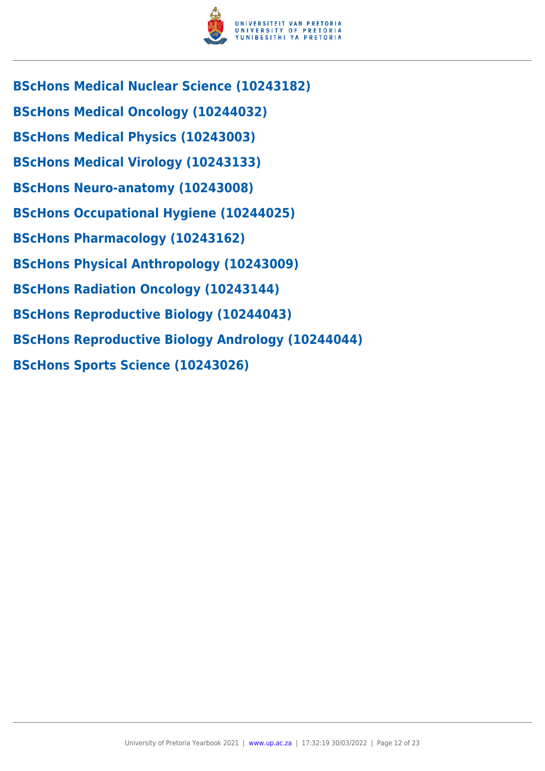**BScHons Medical Nuclear Science (10243182)**

**BScHons Medical Oncology (10244032)**

**BScHons Medical Physics (10243003)**

**BScHons Medical Virology (10243133)**

**BScHons Neuro-anatomy (10243008)**

**BScHons Occupational Hygiene (10244025)**

**BScHons Pharmacology (10243162)**

**BScHons Physical Anthropology (10243009)**

**BScHons Radiation Oncology (10243144)**

**BScHons Reproductive Biology (10244043)**

**BScHons Reproductive Biology Andrology (10244044)**

**BScHons Sports Science (10243026)**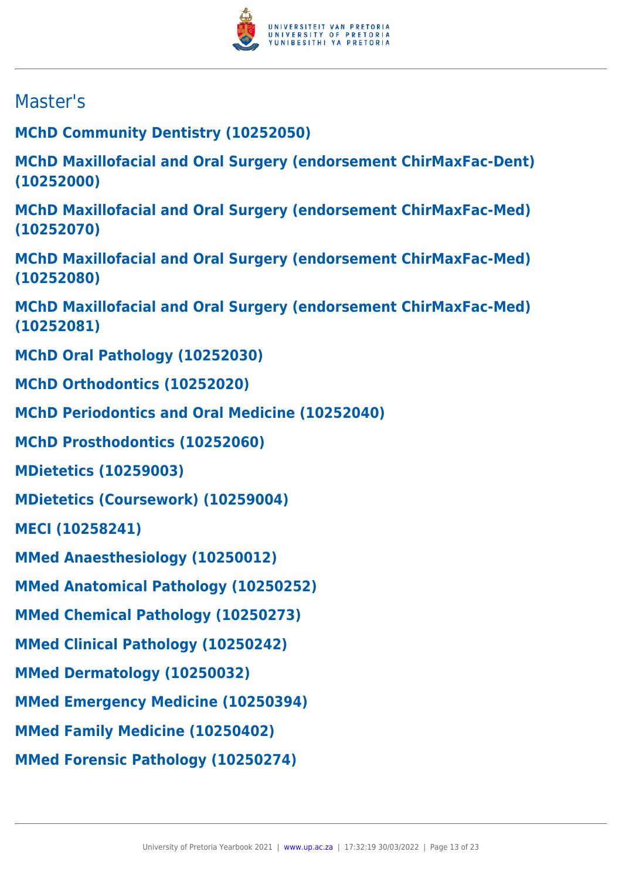## Master's

**MChD Community Dentistry (10252050)**

**MChD Maxillofacial and Oral Surgery (endorsement ChirMaxFac-Dent) (10252000)**

**MChD Maxillofacial and Oral Surgery (endorsement ChirMaxFac-Med) (10252070)**

**MChD Maxillofacial and Oral Surgery (endorsement ChirMaxFac-Med) (10252080)**

**MChD Maxillofacial and Oral Surgery (endorsement ChirMaxFac-Med) (10252081)**

**MChD Oral Pathology (10252030)**

**MChD Orthodontics (10252020)**

**MChD Periodontics and Oral Medicine (10252040)**

**MChD Prosthodontics (10252060)**

**MDietetics (10259003)**

**MDietetics (Coursework) (10259004)**

**MECI (10258241)**

**MMed Anaesthesiology (10250012)**

**MMed Anatomical Pathology (10250252)**

**MMed Chemical Pathology (10250273)**

**MMed Clinical Pathology (10250242)**

**MMed Dermatology (10250032)**

**MMed Emergency Medicine (10250394)**

**MMed Family Medicine (10250402)**

**MMed Forensic Pathology (10250274)**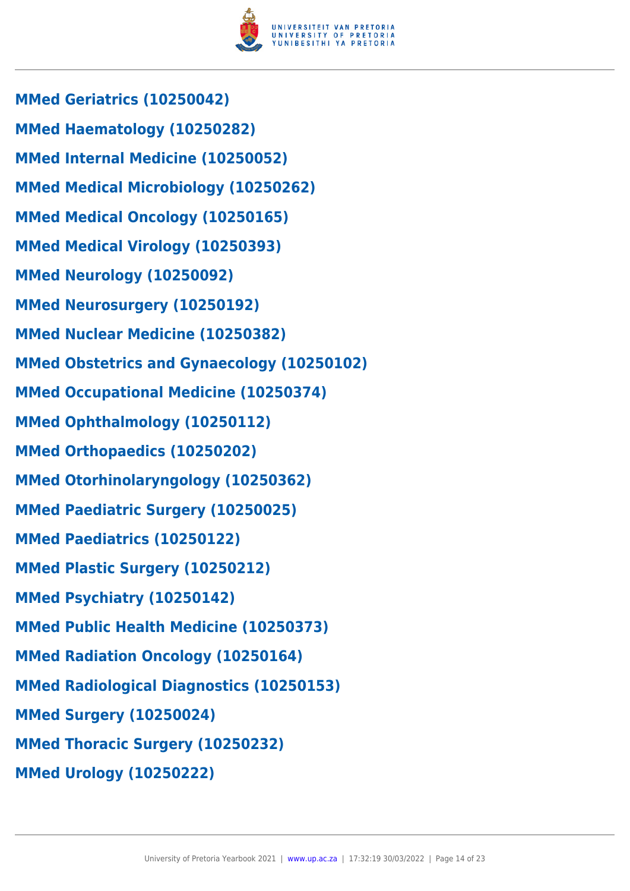**MMed Geriatrics (10250042)**

**MMed Haematology (10250282)**

**MMed Internal Medicine (10250052)**

**MMed Medical Microbiology (10250262)**

**MMed Medical Oncology (10250165)**

**MMed Medical Virology (10250393)**

**MMed Neurology (10250092)**

**MMed Neurosurgery (10250192)**

**MMed Nuclear Medicine (10250382)**

**MMed Obstetrics and Gynaecology (10250102)**

**MMed Occupational Medicine (10250374)**

**MMed Ophthalmology (10250112)**

**MMed Orthopaedics (10250202)**

**MMed Otorhinolaryngology (10250362)**

**MMed Paediatric Surgery (10250025)**

**MMed Paediatrics (10250122)**

**MMed Plastic Surgery (10250212)**

**MMed Psychiatry (10250142)**

**MMed Public Health Medicine (10250373)**

**MMed Radiation Oncology (10250164)**

**MMed Radiological Diagnostics (10250153)**

**MMed Surgery (10250024)**

**MMed Thoracic Surgery (10250232)**

**MMed Urology (10250222)**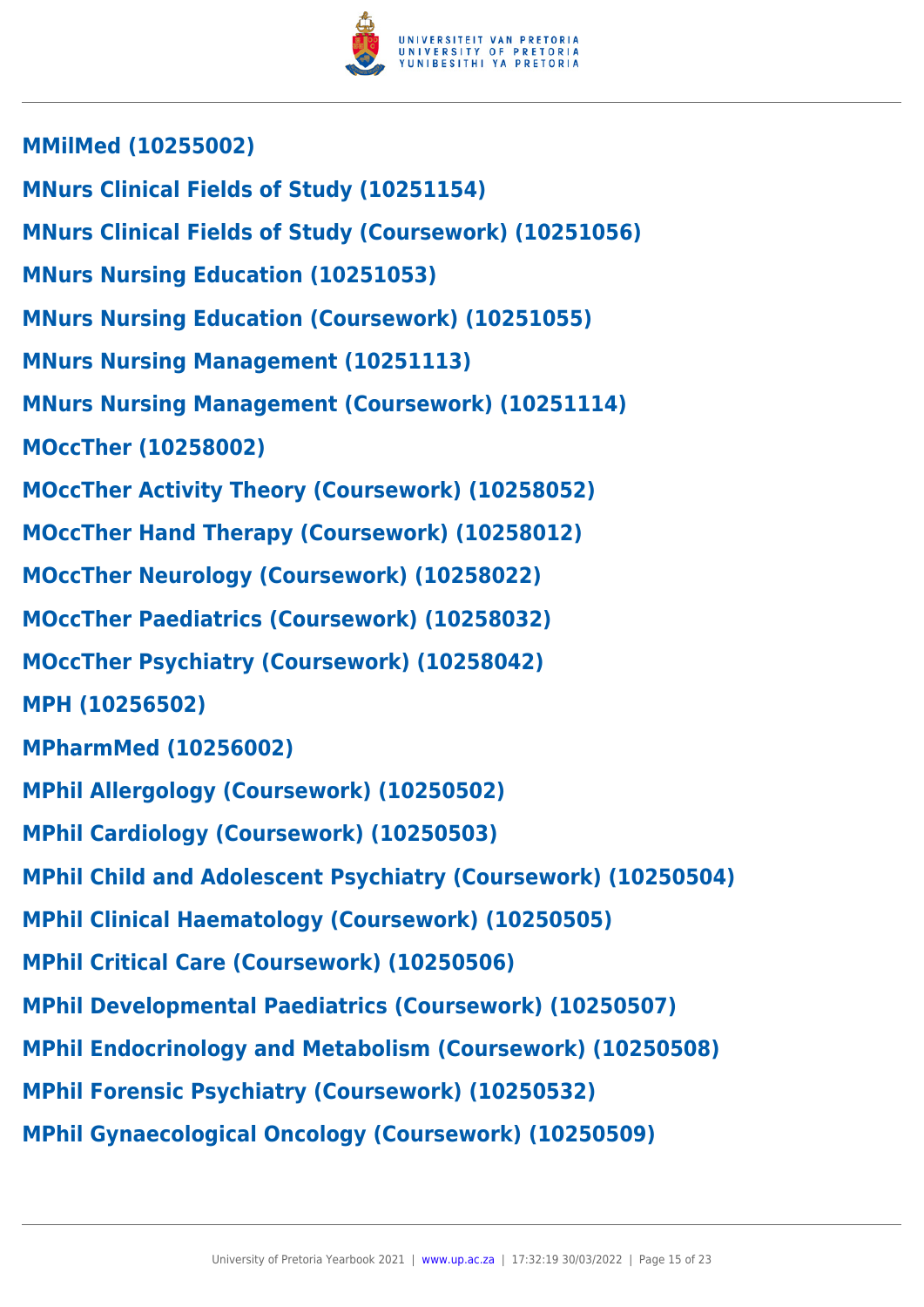**MMilMed (10255002)**

**MNurs Clinical Fields of Study (10251154)**

**MNurs Clinical Fields of Study (Coursework) (10251056)**

**MNurs Nursing Education (10251053)**

**MNurs Nursing Education (Coursework) (10251055)**

**MNurs Nursing Management (10251113)**

**MNurs Nursing Management (Coursework) (10251114)**

**MOccTher (10258002)**

**MOccTher Activity Theory (Coursework) (10258052)**

**MOccTher Hand Therapy (Coursework) (10258012)**

**MOccTher Neurology (Coursework) (10258022)**

**MOccTher Paediatrics (Coursework) (10258032)**

**MOccTher Psychiatry (Coursework) (10258042)**

**MPH (10256502)**

**MPharmMed (10256002)**

**MPhil Allergology (Coursework) (10250502)**

**MPhil Cardiology (Coursework) (10250503)**

**MPhil Child and Adolescent Psychiatry (Coursework) (10250504)**

**MPhil Clinical Haematology (Coursework) (10250505)**

**MPhil Critical Care (Coursework) (10250506)**

**MPhil Developmental Paediatrics (Coursework) (10250507)**

**MPhil Endocrinology and Metabolism (Coursework) (10250508)**

**MPhil Forensic Psychiatry (Coursework) (10250532)**

**MPhil Gynaecological Oncology (Coursework) (10250509)**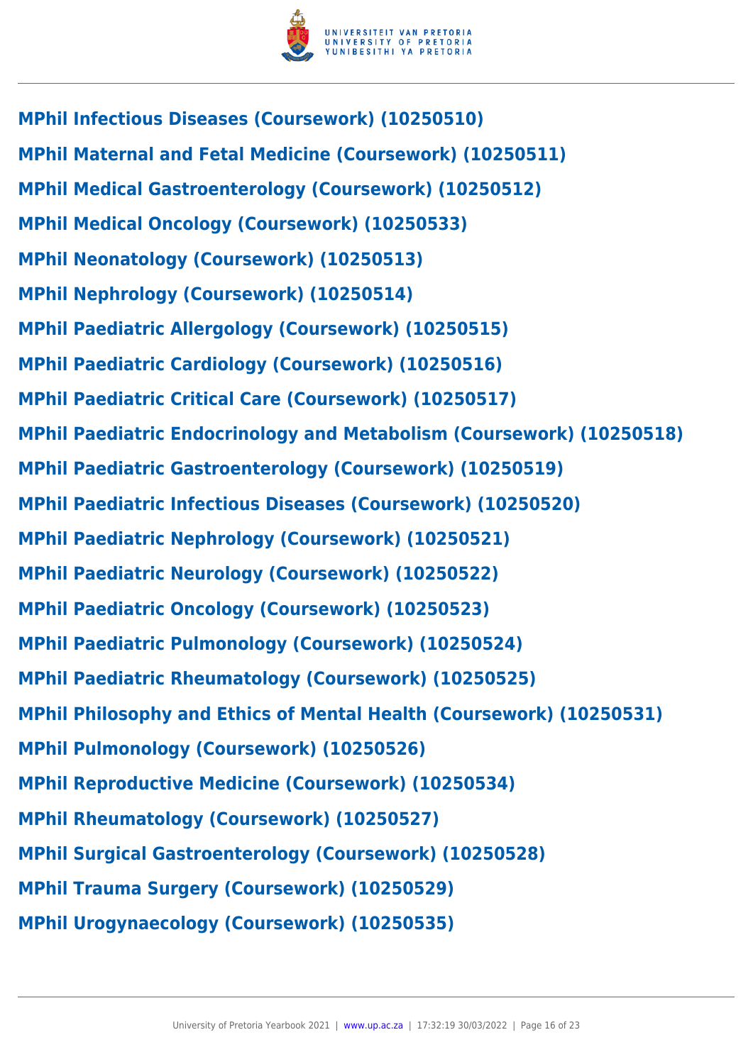**MPhil Infectious Diseases (Coursework) (10250510)**

**MPhil Maternal and Fetal Medicine (Coursework) (10250511)**

**MPhil Medical Gastroenterology (Coursework) (10250512)**

**MPhil Medical Oncology (Coursework) (10250533)**

**MPhil Neonatology (Coursework) (10250513)**

**MPhil Nephrology (Coursework) (10250514)**

**MPhil Paediatric Allergology (Coursework) (10250515)**

**MPhil Paediatric Cardiology (Coursework) (10250516)**

**MPhil Paediatric Critical Care (Coursework) (10250517)**

**MPhil Paediatric Endocrinology and Metabolism (Coursework) (10250518)**

**MPhil Paediatric Gastroenterology (Coursework) (10250519)**

**MPhil Paediatric Infectious Diseases (Coursework) (10250520)**

**MPhil Paediatric Nephrology (Coursework) (10250521)**

**MPhil Paediatric Neurology (Coursework) (10250522)**

**MPhil Paediatric Oncology (Coursework) (10250523)**

**MPhil Paediatric Pulmonology (Coursework) (10250524)**

**MPhil Paediatric Rheumatology (Coursework) (10250525)**

**MPhil Philosophy and Ethics of Mental Health (Coursework) (10250531)**

**MPhil Pulmonology (Coursework) (10250526)**

**MPhil Reproductive Medicine (Coursework) (10250534)**

**MPhil Rheumatology (Coursework) (10250527)**

**MPhil Surgical Gastroenterology (Coursework) (10250528)**

**MPhil Trauma Surgery (Coursework) (10250529)**

**MPhil Urogynaecology (Coursework) (10250535)**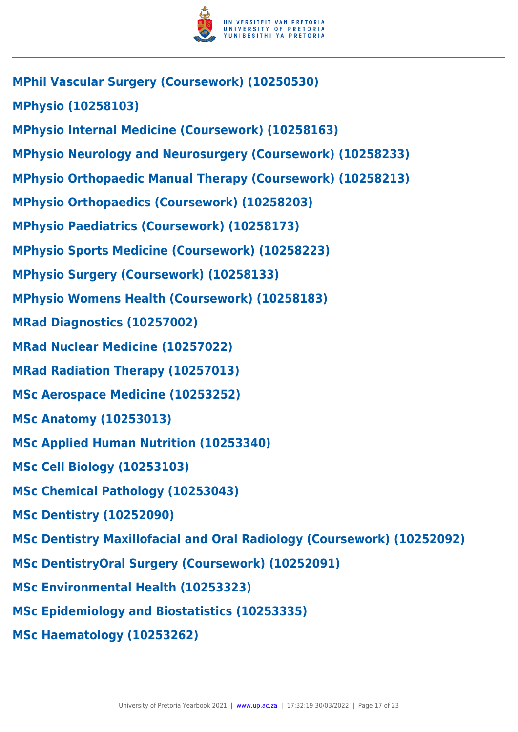**MPhil Vascular Surgery (Coursework) (10250530)**

**MPhysio (10258103)**

**MPhysio Internal Medicine (Coursework) (10258163)**

**MPhysio Neurology and Neurosurgery (Coursework) (10258233)**

**MPhysio Orthopaedic Manual Therapy (Coursework) (10258213)**

**MPhysio Orthopaedics (Coursework) (10258203)**

**MPhysio Paediatrics (Coursework) (10258173)**

**MPhysio Sports Medicine (Coursework) (10258223)**

**MPhysio Surgery (Coursework) (10258133)**

**MPhysio Womens Health (Coursework) (10258183)**

**MRad Diagnostics (10257002)**

**MRad Nuclear Medicine (10257022)**

**MRad Radiation Therapy (10257013)**

**MSc Aerospace Medicine (10253252)**

**MSc Anatomy (10253013)**

**MSc Applied Human Nutrition (10253340)**

**MSc Cell Biology (10253103)**

**MSc Chemical Pathology (10253043)**

**MSc Dentistry (10252090)**

**MSc Dentistry Maxillofacial and Oral Radiology (Coursework) (10252092)**

**MSc DentistryOral Surgery (Coursework) (10252091)**

**MSc Environmental Health (10253323)**

**MSc Epidemiology and Biostatistics (10253335)**

**MSc Haematology (10253262)**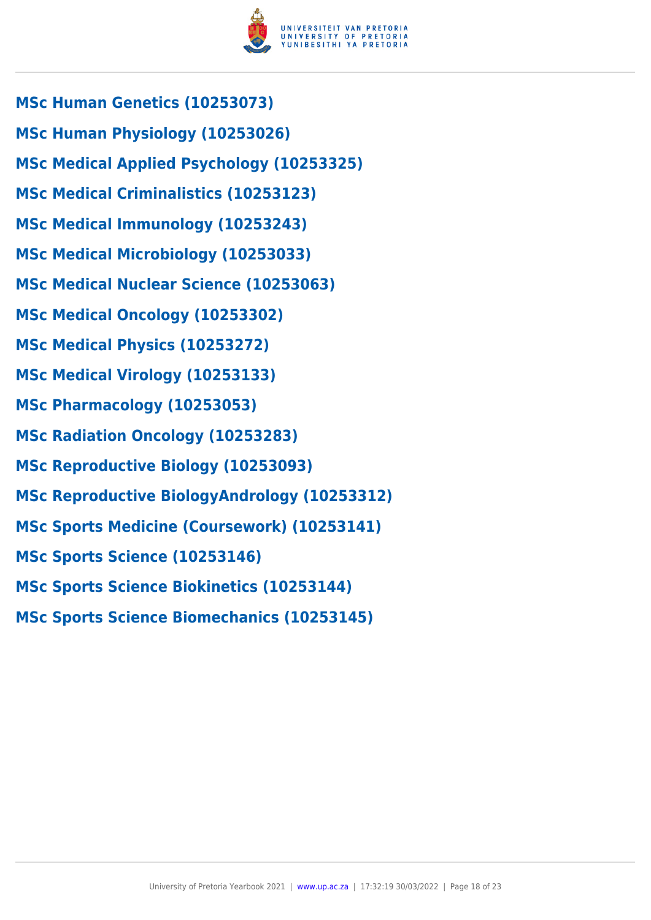**MSc Human Genetics (10253073)**

**MSc Human Physiology (10253026)**

**MSc Medical Applied Psychology (10253325)**

**MSc Medical Criminalistics (10253123)**

**MSc Medical Immunology (10253243)**

**MSc Medical Microbiology (10253033)**

**MSc Medical Nuclear Science (10253063)**

**MSc Medical Oncology (10253302)**

**MSc Medical Physics (10253272)**

**MSc Medical Virology (10253133)**

**MSc Pharmacology (10253053)**

**MSc Radiation Oncology (10253283)**

**MSc Reproductive Biology (10253093)**

**MSc Reproductive BiologyAndrology (10253312)**

**MSc Sports Medicine (Coursework) (10253141)**

**MSc Sports Science (10253146)**

**MSc Sports Science Biokinetics (10253144)**

**MSc Sports Science Biomechanics (10253145)**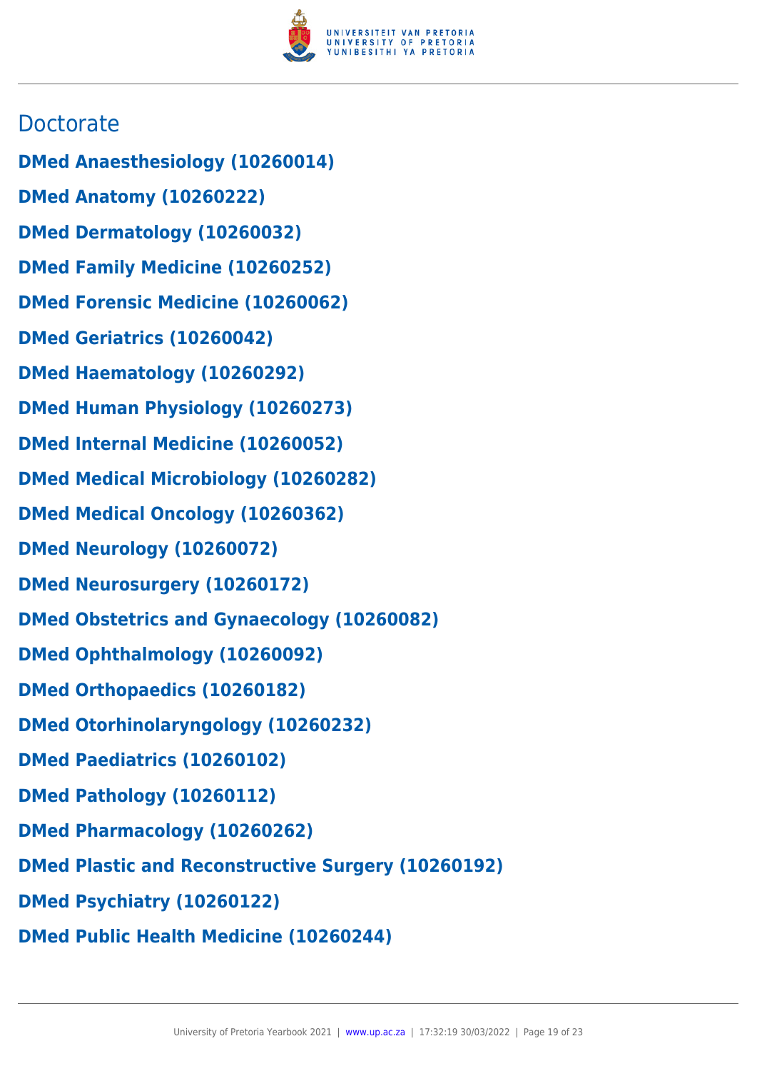## Doctorate

**DMed Anaesthesiology (10260014)**

**DMed Anatomy (10260222)**

**DMed Dermatology (10260032)**

**DMed Family Medicine (10260252)**

**DMed Forensic Medicine (10260062)**

**DMed Geriatrics (10260042)**

**DMed Haematology (10260292)**

**DMed Human Physiology (10260273)**

**DMed Internal Medicine (10260052)**

**DMed Medical Microbiology (10260282)**

**DMed Medical Oncology (10260362)**

**DMed Neurology (10260072)**

**DMed Neurosurgery (10260172)**

**DMed Obstetrics and Gynaecology (10260082)**

**DMed Ophthalmology (10260092)**

**DMed Orthopaedics (10260182)**

**DMed Otorhinolaryngology (10260232)**

**DMed Paediatrics (10260102)**

**DMed Pathology (10260112)**

**DMed Pharmacology (10260262)**

**DMed Plastic and Reconstructive Surgery (10260192)**

**DMed Psychiatry (10260122)**

**DMed Public Health Medicine (10260244)**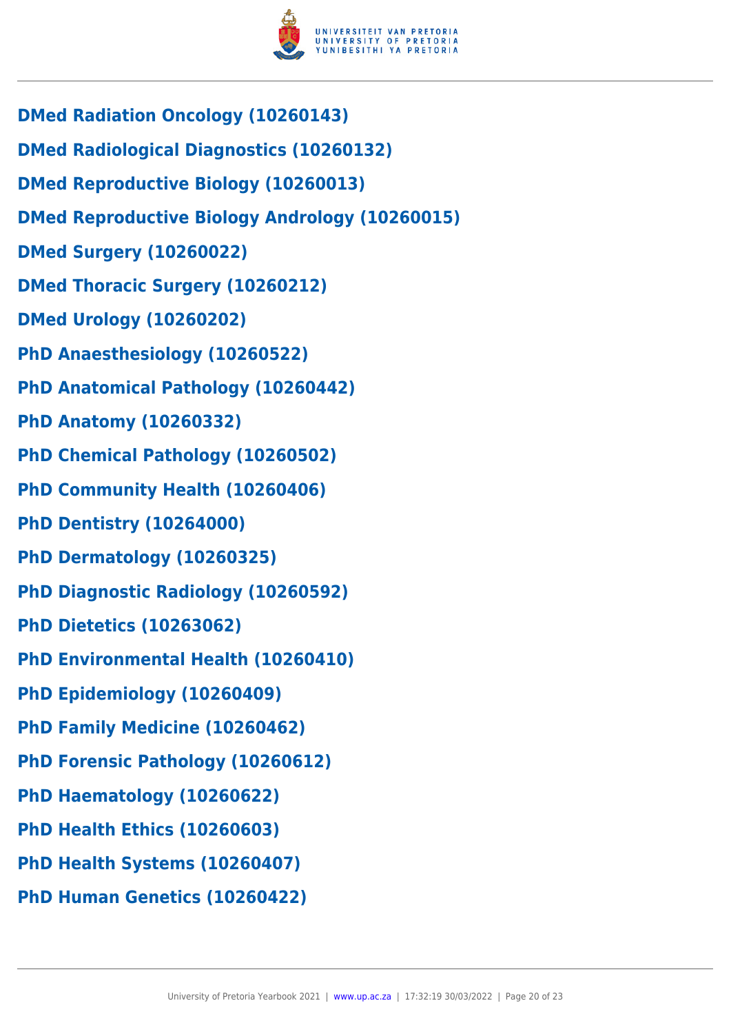**DMed Radiation Oncology (10260143)**

**DMed Radiological Diagnostics (10260132)**

**DMed Reproductive Biology (10260013)**

**DMed Reproductive Biology Andrology (10260015)**

**DMed Surgery (10260022)**

**DMed Thoracic Surgery (10260212)**

**DMed Urology (10260202)**

**PhD Anaesthesiology (10260522)**

**PhD Anatomical Pathology (10260442)**

**PhD Anatomy (10260332)**

**PhD Chemical Pathology (10260502)**

**PhD Community Health (10260406)**

**PhD Dentistry (10264000)**

**PhD Dermatology (10260325)**

**PhD Diagnostic Radiology (10260592)**

**PhD Dietetics (10263062)**

**PhD Environmental Health (10260410)**

**PhD Epidemiology (10260409)**

**PhD Family Medicine (10260462)**

**PhD Forensic Pathology (10260612)**

**PhD Haematology (10260622)**

**PhD Health Ethics (10260603)**

**PhD Health Systems (10260407)**

**PhD Human Genetics (10260422)**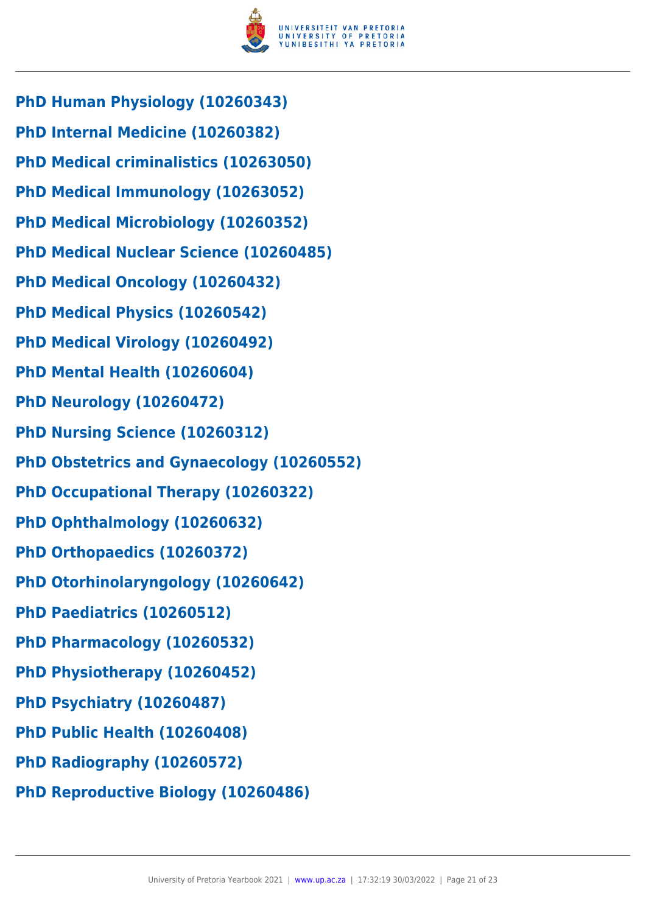**PhD Human Physiology (10260343)**

**PhD Internal Medicine (10260382)**

**PhD Medical criminalistics (10263050)**

**PhD Medical Immunology (10263052)**

**PhD Medical Microbiology (10260352)**

**PhD Medical Nuclear Science (10260485)**

**PhD Medical Oncology (10260432)**

**PhD Medical Physics (10260542)**

**PhD Medical Virology (10260492)**

**PhD Mental Health (10260604)**

**PhD Neurology (10260472)**

**PhD Nursing Science (10260312)**

**PhD Obstetrics and Gynaecology (10260552)**

**PhD Occupational Therapy (10260322)**

**PhD Ophthalmology (10260632)**

**PhD Orthopaedics (10260372)**

**PhD Otorhinolaryngology (10260642)**

**PhD Paediatrics (10260512)**

**PhD Pharmacology (10260532)**

**PhD Physiotherapy (10260452)**

**PhD Psychiatry (10260487)**

**PhD Public Health (10260408)**

**PhD Radiography (10260572)**

**PhD Reproductive Biology (10260486)**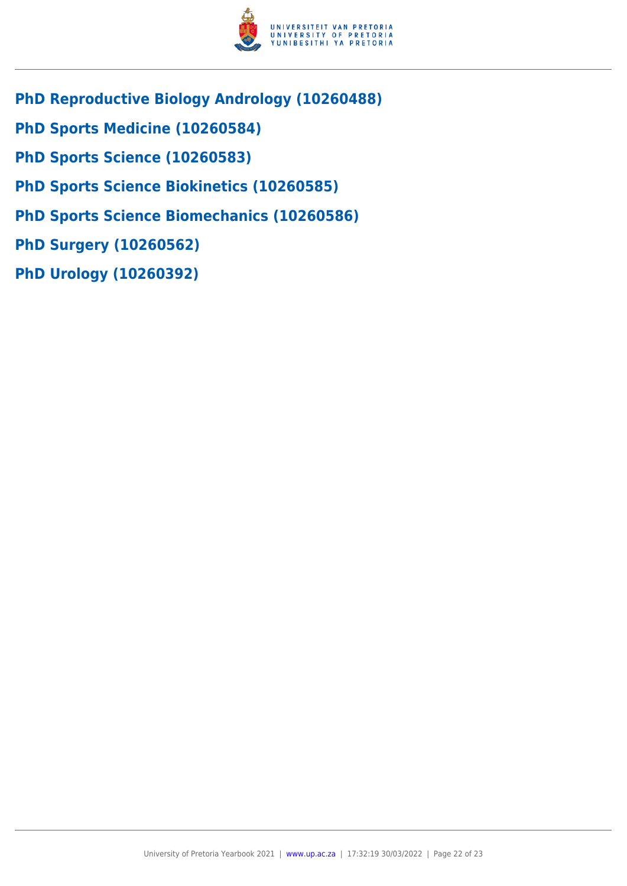## PhD Reproductive Biology Andrology (10260488)

## PhD Sports Medicine (10260584)

## PhD Sports Science (10260583)

## PhD Sports Science Biokinetics (10260585)

## PhD Sports Science Biomechanics (10260586)

## PhD Surgery (10260562)

## PhD Urology (10260392)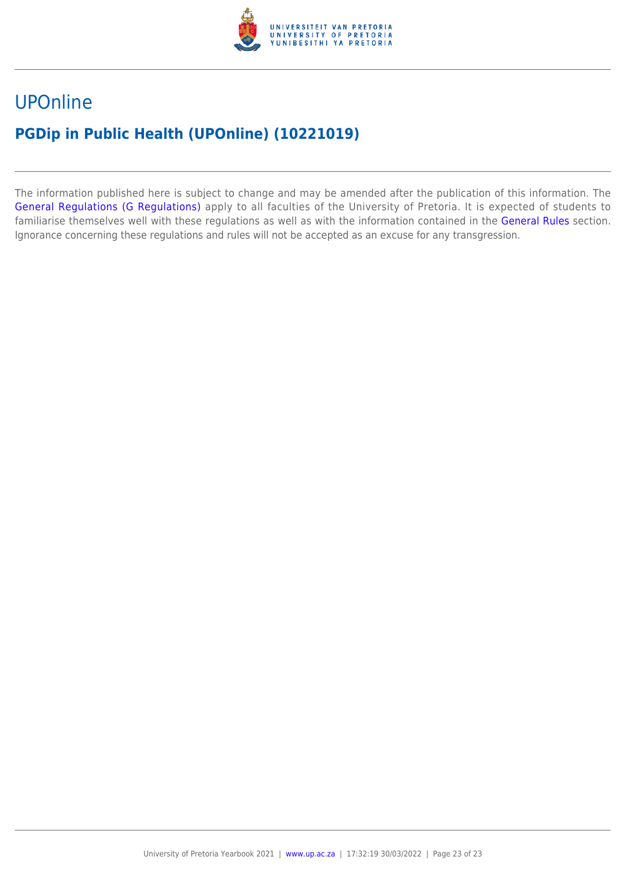# UPOnline

## PGDip in Public Health (UPOnline) (10221019)

The information published here is subject to change and may be amended after the publication of this information. The General Regulations (G Regulations) apply to all faculties of the University of Pretoria. It is expected of students to familiarise themselves well with these regulations as well as with the information contained in the General Rules section. Ignorance concerning these regulations and rules will not be accepted as an excuse for any transgression.